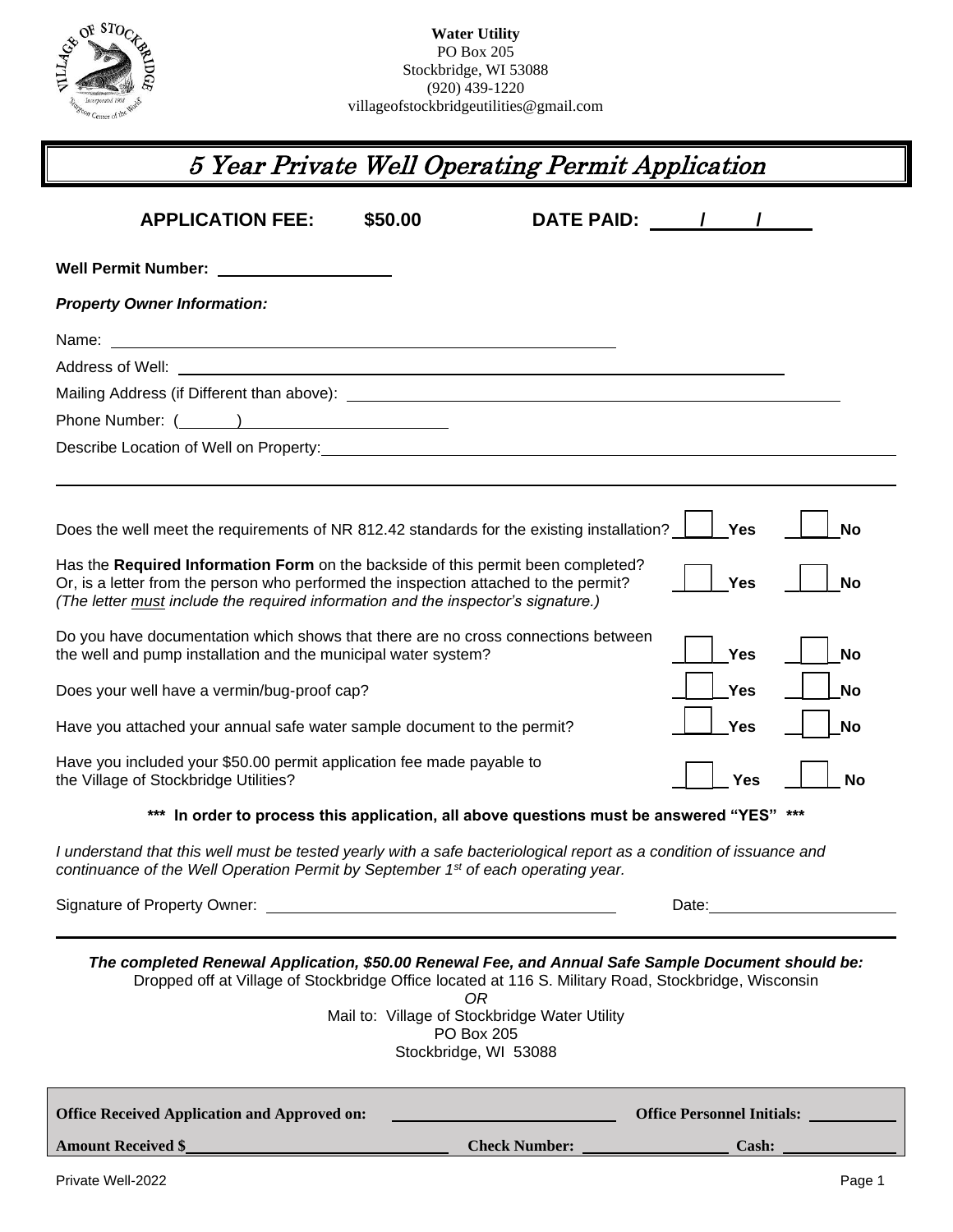**Water Utility**
PO Box 205
Stockbridge, WI 53088
(920) 439-1220
villageofstockbridgeutilities@gmail.com

# *5 Year Private Well Operating Permit Application*

**APPLICATION FEE: $50.00** **DATE PAID: \_\_\_\_/\_\_\_\_/\_\_\_\_**

**Well Permit Number:** \_\_\_\_\_\_\_\_\_\_\_\_\_\_\_\_\_\_\_\_

***Property Owner Information:***

Name: \_\_\_\_\_\_\_\_\_\_\_\_\_\_\_\_\_\_\_\_\_\_\_\_\_\_\_\_\_\_\_\_\_\_\_\_\_\_\_\_

Address of Well: \_\_\_\_\_\_\_\_\_\_\_\_\_\_\_\_\_\_\_\_\_\_\_\_\_\_\_\_\_\_\_\_\_\_\_\_\_\_\_\_

Mailing Address (if Different than above): \_\_\_\_\_\_\_\_\_\_\_\_\_\_\_\_\_\_\_\_\_\_\_\_\_\_\_\_\_\_\_\_\_\_\_\_\_\_\_\_

Phone Number: (\_\_\_\_\_\_) \_\_\_\_\_\_\_\_\_\_\_\_\_\_\_\_\_\_\_\_

Describe Location of Well on Property: \_\_\_\_\_\_\_\_\_\_\_\_\_\_\_\_\_\_\_\_\_\_\_\_\_\_\_\_\_\_\_\_\_\_\_\_\_\_\_\_

\_\_\_\_\_\_\_\_\_\_\_\_\_\_\_\_\_\_\_\_\_\_\_\_\_\_\_\_\_\_\_\_\_\_\_\_\_\_\_\_\_\_\_\_\_\_\_\_\_\_\_\_\_\_\_\_\_\_\_\_\_\_\_\_\_\_\_\_\_\_\_\_\_\_\_\_

| | | |
|---|---|---|
| Does the well meet the requirements of NR 812.42 standards for the existing installation? | ☐ **Yes** | ☐ **No** |
| Has the **Required Information Form** on the backside of this permit been completed? Or, is a letter from the person who performed the inspection attached to the permit? *(The letter must include the required information and the inspector's signature.)* | ☐ **Yes** | ☐ **No** |
| Do you have documentation which shows that there are no cross connections between the well and pump installation and the municipal water system? | ☐ **Yes** | ☐ **No** |
| Does your well have a vermin/bug-proof cap? | ☐ **Yes** | ☐ **No** |
| Have you attached your annual safe water sample document to the permit? | ☐ **Yes** | ☐ **No** |
| Have you included your $50.00 permit application fee made payable to the Village of Stockbridge Utilities? | ☐ **Yes** | ☐ **No** |

**\*\*\* In order to process this application, all above questions must be answered "YES" \*\*\***

*I understand that this well must be tested yearly with a safe bacteriological report as a condition of issuance and continuance of the Well Operation Permit by September 1st of each operating year.*

Signature of Property Owner: \_\_\_\_\_\_\_\_\_\_\_\_\_\_\_\_\_\_\_\_\_\_\_\_\_\_\_\_\_\_\_\_\_\_\_\_\_\_\_\_ Date: \_\_\_\_\_\_\_\_\_\_\_\_\_\_\_\_\_\_\_\_

***The completed Renewal Application, $50.00 Renewal Fee, and Annual Safe Sample Document should be:***

Dropped off at Village of Stockbridge Office located at 116 S. Military Road, Stockbridge, Wisconsin

*OR*

Mail to: Village of Stockbridge Water Utility
PO Box 205
Stockbridge, WI 53088

| | | | |
|---|---|---|---|
| **Office Received Application and Approved on:** | \_\_\_\_\_\_\_\_\_\_\_\_\_\_\_\_\_\_\_\_ | **Office Personnel Initials:** | \_\_\_\_\_\_\_\_ |
| **Amount Received $** \_\_\_\_\_\_\_\_\_\_\_\_\_\_\_\_\_\_\_\_ | **Check Number:** \_\_\_\_\_\_\_\_\_\_\_\_\_\_ | **Cash:** | \_\_\_\_\_\_\_\_ |

Private Well-2022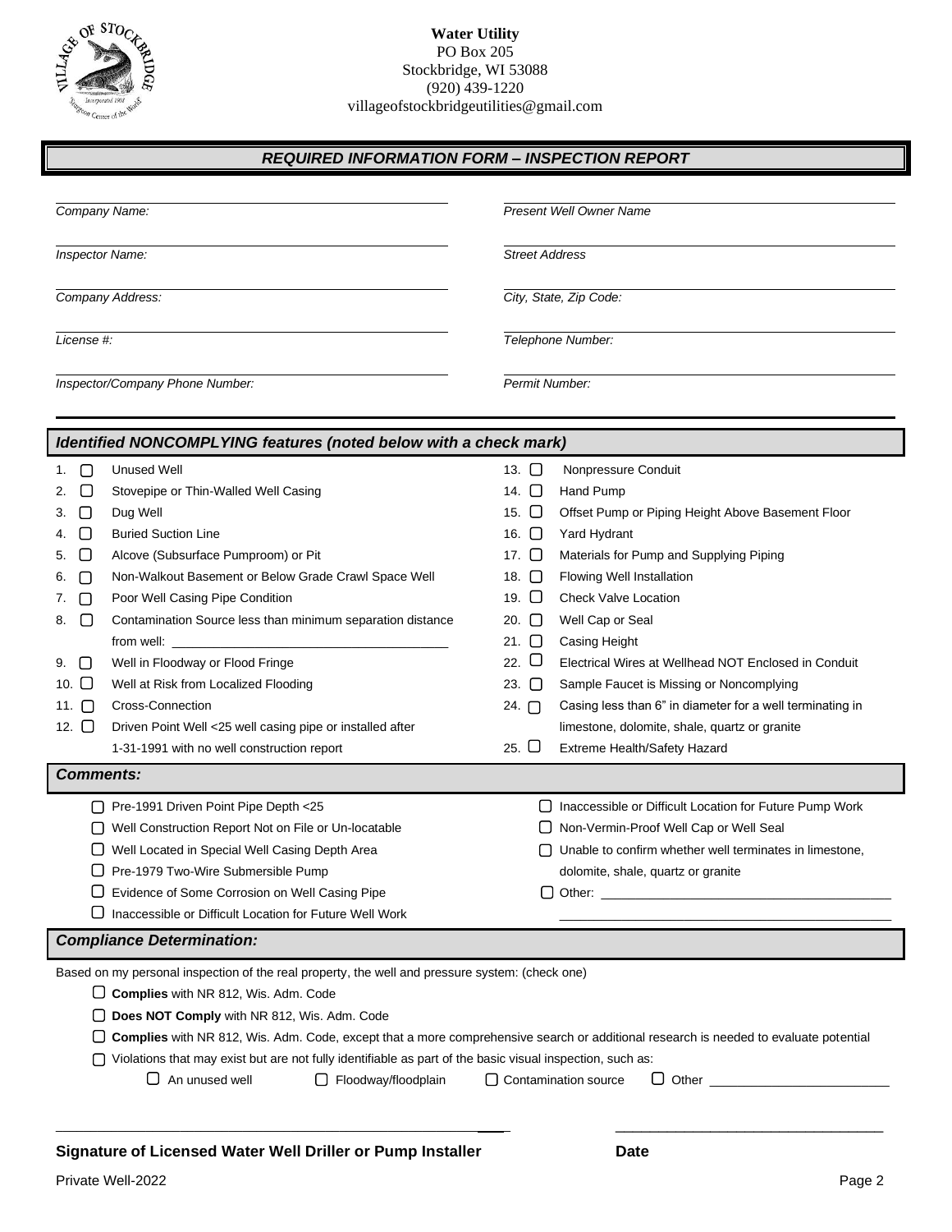**Water Utility**
PO Box 205
Stockbridge, WI 53088
(920) 439-1220
villageofstockbridgeutilities@gmail.com

## *REQUIRED INFORMATION FORM – INSPECTION REPORT*

*Company Name:* ______________________

*Inspector Name:* ______________________

*Company Address:* ______________________

*License #:* ______________________

*Inspector/Company Phone Number:* ______________________

*Present Well Owner Name* ______________________

*Street Address* ______________________

*City, State, Zip Code:* ______________________

*Telephone Number:* ______________________

*Permit Number:* ______________________

### *Identified NONCOMPLYING features (noted below with a check mark)*

1. ☐ Unused Well
2. ☐ Stovepipe or Thin-Walled Well Casing
3. ☐ Dug Well
4. ☐ Buried Suction Line
5. ☐ Alcove (Subsurface Pumproom) or Pit
6. ☐ Non-Walkout Basement or Below Grade Crawl Space Well
7. ☐ Poor Well Casing Pipe Condition
8. ☐ Contamination Source less than minimum separation distance from well: ______________________
9. ☐ Well in Floodway or Flood Fringe
10. ☐ Well at Risk from Localized Flooding
11. ☐ Cross-Connection
12. ☐ Driven Point Well <25 well casing pipe or installed after 1-31-1991 with no well construction report
13. ☐ Nonpressure Conduit
14. ☐ Hand Pump
15. ☐ Offset Pump or Piping Height Above Basement Floor
16. ☐ Yard Hydrant
17. ☐ Materials for Pump and Supplying Piping
18. ☐ Flowing Well Installation
19. ☐ Check Valve Location
20. ☐ Well Cap or Seal
21. ☐ Casing Height
22. ☐ Electrical Wires at Wellhead NOT Enclosed in Conduit
23. ☐ Sample Faucet is Missing or Noncomplying
24. ☐ Casing less than 6" in diameter for a well terminating in limestone, dolomite, shale, quartz or granite
25. ☐ Extreme Health/Safety Hazard

### *Comments:*

- ☐ Pre-1991 Driven Point Pipe Depth <25
- ☐ Well Construction Report Not on File or Un-locatable
- ☐ Well Located in Special Well Casing Depth Area
- ☐ Pre-1979 Two-Wire Submersible Pump
- ☐ Evidence of Some Corrosion on Well Casing Pipe
- ☐ Inaccessible or Difficult Location for Future Well Work
- ☐ Inaccessible or Difficult Location for Future Pump Work
- ☐ Non-Vermin-Proof Well Cap or Well Seal
- ☐ Unable to confirm whether well terminates in limestone, dolomite, shale, quartz or granite
- ☐ Other: ______________________

### *Compliance Determination:*

Based on my personal inspection of the real property, the well and pressure system: (check one)

- ☐ **Complies** with NR 812, Wis. Adm. Code
- ☐ **Does NOT Comply** with NR 812, Wis. Adm. Code
- ☐ **Complies** with NR 812, Wis. Adm. Code, except that a more comprehensive search or additional research is needed to evaluate potential
- ☐ Violations that may exist but are not fully identifiable as part of the basic visual inspection, such as:
  - ☐ An unused well ☐ Floodway/floodplain ☐ Contamination source ☐ Other ______________________

______________________ ______________________

**Signature of Licensed Water Well Driller or Pump Installer** **Date**

Private Well-2022